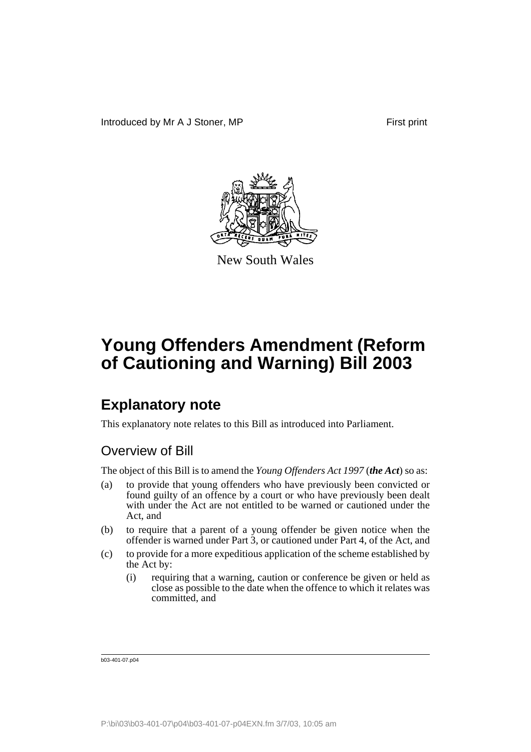Introduced by Mr A J Stoner, MP

First print

New South Wales

# Young Offenders Amendment (Reform of Cautioning and Warning) Bill 2003

## Explanatory note

This explanatory note relates to this Bill as introduced into Parliament.

### Overview of Bill

The object of this Bill is to amend the *Young Offenders Act 1997* (***the Act***) so as:

(a) to provide that young offenders who have previously been convicted or found guilty of an offence by a court or who have previously been dealt with under the Act are not entitled to be warned or cautioned under the Act, and

(b) to require that a parent of a young offender be given notice when the offender is warned under Part 3, or cautioned under Part 4, of the Act, and

(c) to provide for a more expeditious application of the scheme established by the Act by:

   (i) requiring that a warning, caution or conference be given or held as close as possible to the date when the offence to which it relates was committed, and

b03-401-07.p04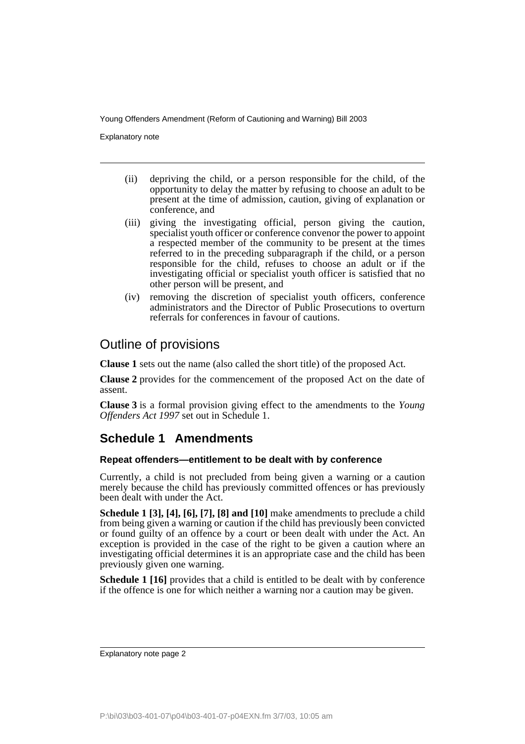(ii) depriving the child, or a person responsible for the child, of the opportunity to delay the matter by refusing to choose an adult to be present at the time of admission, caution, giving of explanation or conference, and

(iii) giving the investigating official, person giving the caution, specialist youth officer or conference convenor the power to appoint a respected member of the community to be present at the times referred to in the preceding subparagraph if the child, or a person responsible for the child, refuses to choose an adult or if the investigating official or specialist youth officer is satisfied that no other person will be present, and

(iv) removing the discretion of specialist youth officers, conference administrators and the Director of Public Prosecutions to overturn referrals for conferences in favour of cautions.

## Outline of provisions

**Clause 1** sets out the name (also called the short title) of the proposed Act.

**Clause 2** provides for the commencement of the proposed Act on the date of assent.

**Clause 3** is a formal provision giving effect to the amendments to the *Young Offenders Act 1997* set out in Schedule 1.

## Schedule 1 Amendments

### Repeat offenders—entitlement to be dealt with by conference

Currently, a child is not precluded from being given a warning or a caution merely because the child has previously committed offences or has previously been dealt with under the Act.

**Schedule 1 [3], [4], [6], [7], [8] and [10]** make amendments to preclude a child from being given a warning or caution if the child has previously been convicted or found guilty of an offence by a court or been dealt with under the Act. An exception is provided in the case of the right to be given a caution where an investigating official determines it is an appropriate case and the child has been previously given one warning.

**Schedule 1 [16]** provides that a child is entitled to be dealt with by conference if the offence is one for which neither a warning nor a caution may be given.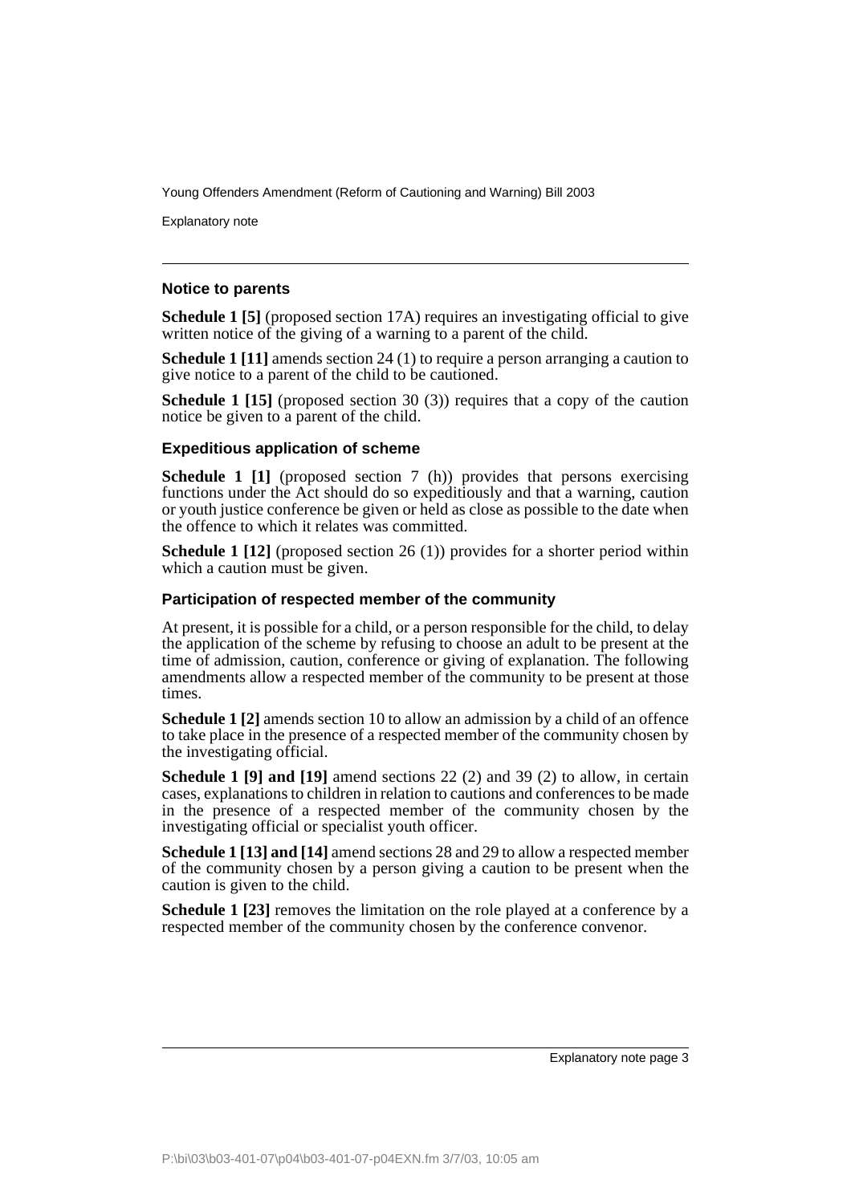### Notice to parents

**Schedule 1 [5]** (proposed section 17A) requires an investigating official to give written notice of the giving of a warning to a parent of the child.

**Schedule 1 [11]** amends section 24 (1) to require a person arranging a caution to give notice to a parent of the child to be cautioned.

**Schedule 1 [15]** (proposed section 30 (3)) requires that a copy of the caution notice be given to a parent of the child.

### Expeditious application of scheme

**Schedule 1 [1]** (proposed section 7 (h)) provides that persons exercising functions under the Act should do so expeditiously and that a warning, caution or youth justice conference be given or held as close as possible to the date when the offence to which it relates was committed.

**Schedule 1 [12]** (proposed section 26 (1)) provides for a shorter period within which a caution must be given.

### Participation of respected member of the community

At present, it is possible for a child, or a person responsible for the child, to delay the application of the scheme by refusing to choose an adult to be present at the time of admission, caution, conference or giving of explanation. The following amendments allow a respected member of the community to be present at those times.

**Schedule 1 [2]** amends section 10 to allow an admission by a child of an offence to take place in the presence of a respected member of the community chosen by the investigating official.

**Schedule 1 [9] and [19]** amend sections 22 (2) and 39 (2) to allow, in certain cases, explanations to children in relation to cautions and conferences to be made in the presence of a respected member of the community chosen by the investigating official or specialist youth officer.

**Schedule 1 [13] and [14]** amend sections 28 and 29 to allow a respected member of the community chosen by a person giving a caution to be present when the caution is given to the child.

**Schedule 1 [23]** removes the limitation on the role played at a conference by a respected member of the community chosen by the conference convenor.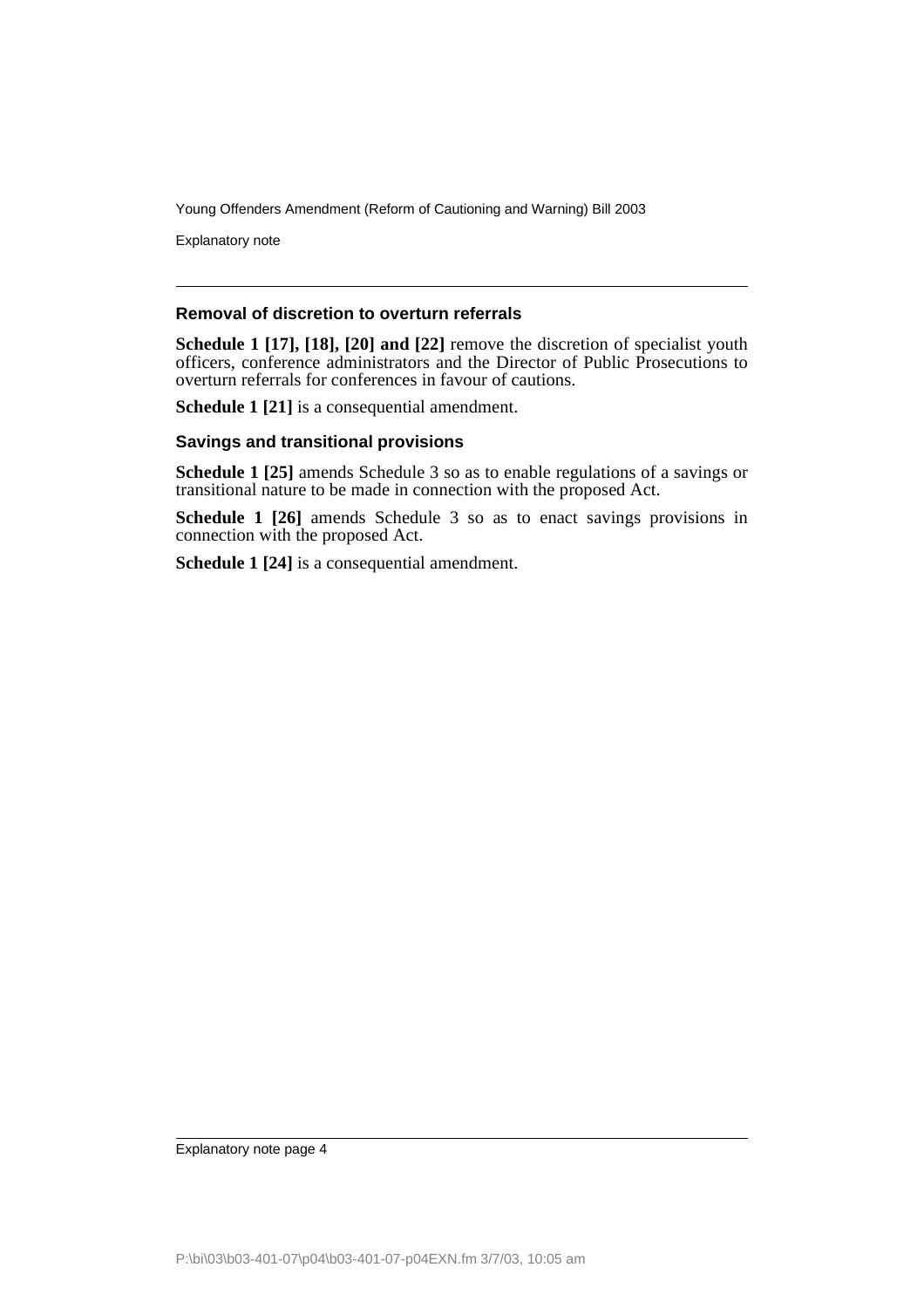### Removal of discretion to overturn referrals

**Schedule 1 [17], [18], [20] and [22]** remove the discretion of specialist youth officers, conference administrators and the Director of Public Prosecutions to overturn referrals for conferences in favour of cautions.

**Schedule 1 [21]** is a consequential amendment.

### Savings and transitional provisions

**Schedule 1 [25]** amends Schedule 3 so as to enable regulations of a savings or transitional nature to be made in connection with the proposed Act.

**Schedule 1 [26]** amends Schedule 3 so as to enact savings provisions in connection with the proposed Act.

**Schedule 1 [24]** is a consequential amendment.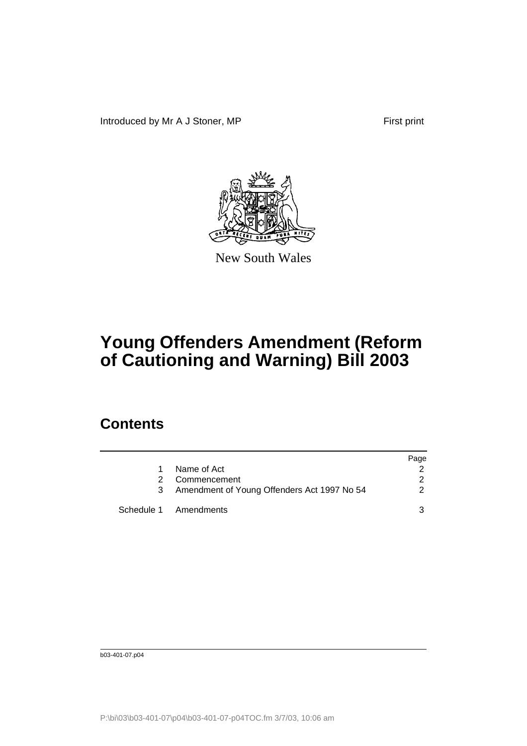Introduced by Mr A J Stoner, MP

First print

New South Wales

# Young Offenders Amendment (Reform of Cautioning and Warning) Bill 2003

## Contents

| | | Page |
|---|---|---|
| 1 | Name of Act | 2 |
| 2 | Commencement | 2 |
| 3 | Amendment of Young Offenders Act 1997 No 54 | 2 |
| Schedule 1 | Amendments | 3 |

b03-401-07.p04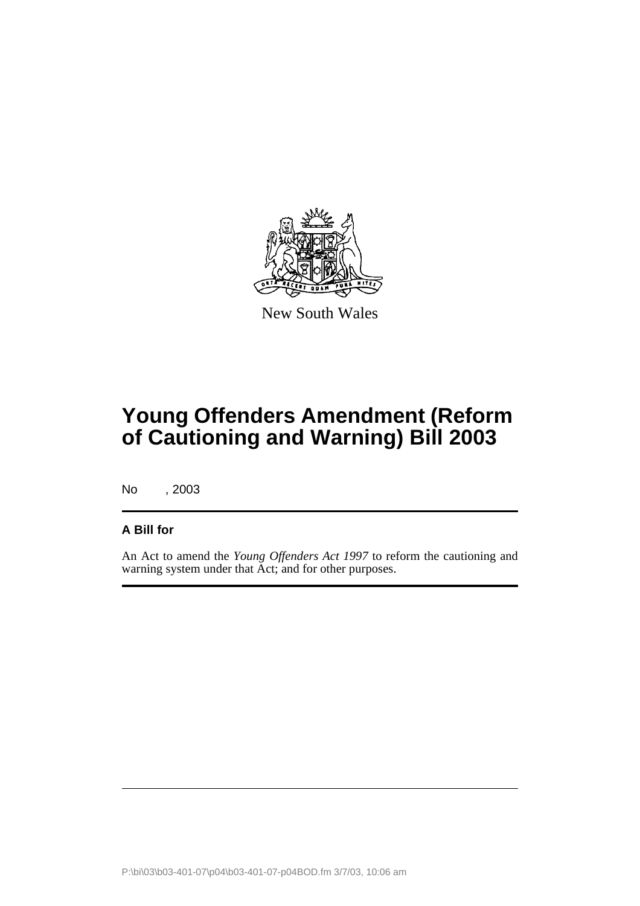New South Wales

# Young Offenders Amendment (Reform of Cautioning and Warning) Bill 2003

No , 2003

**A Bill for**

An Act to amend the *Young Offenders Act 1997* to reform the cautioning and warning system under that Act; and for other purposes.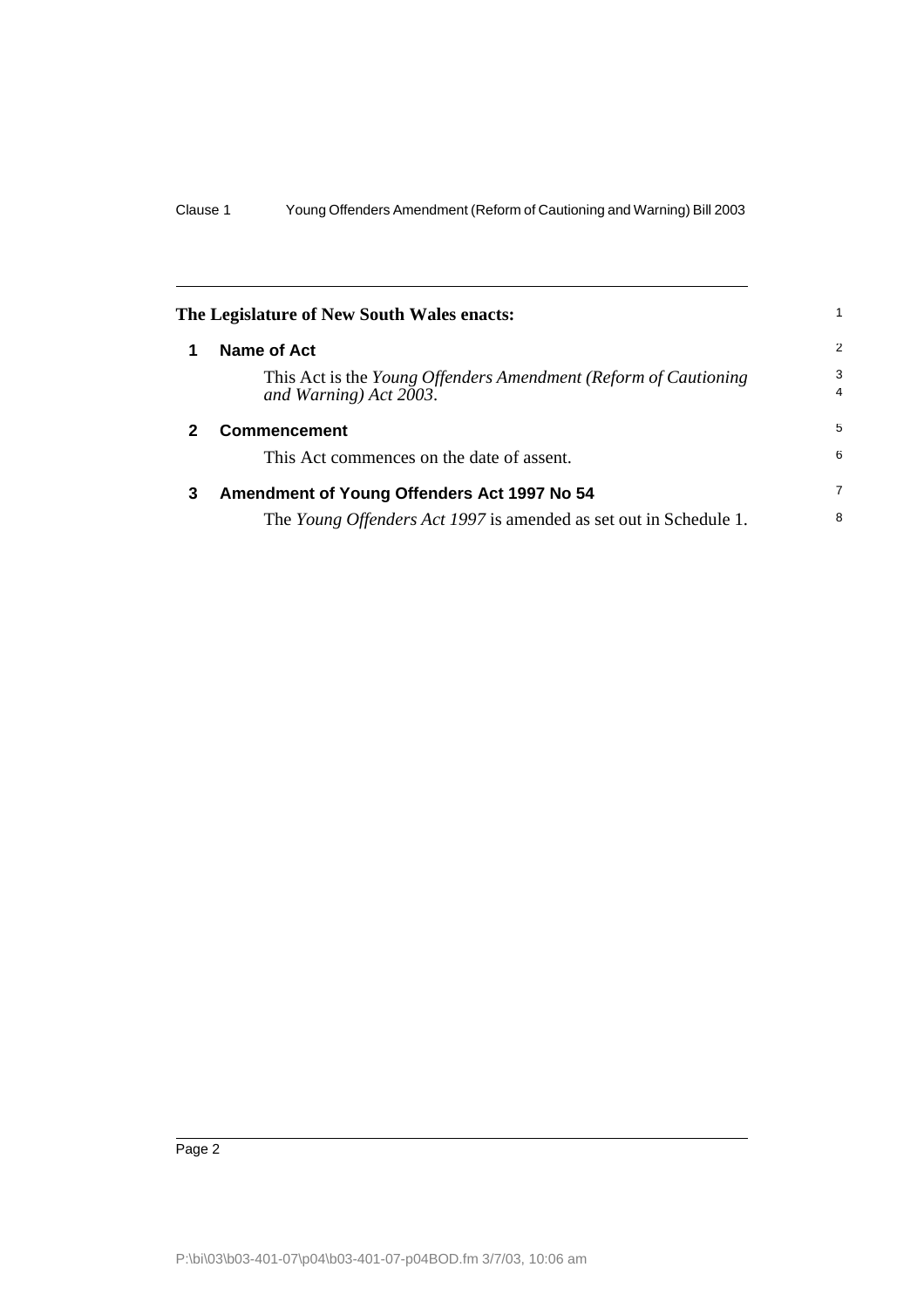The Legislature of New South Wales enacts:

## 1 Name of Act

This Act is the *Young Offenders Amendment (Reform of Cautioning and Warning) Act 2003*.

## 2 Commencement

This Act commences on the date of assent.

## 3 Amendment of Young Offenders Act 1997 No 54

The *Young Offenders Act 1997* is amended as set out in Schedule 1.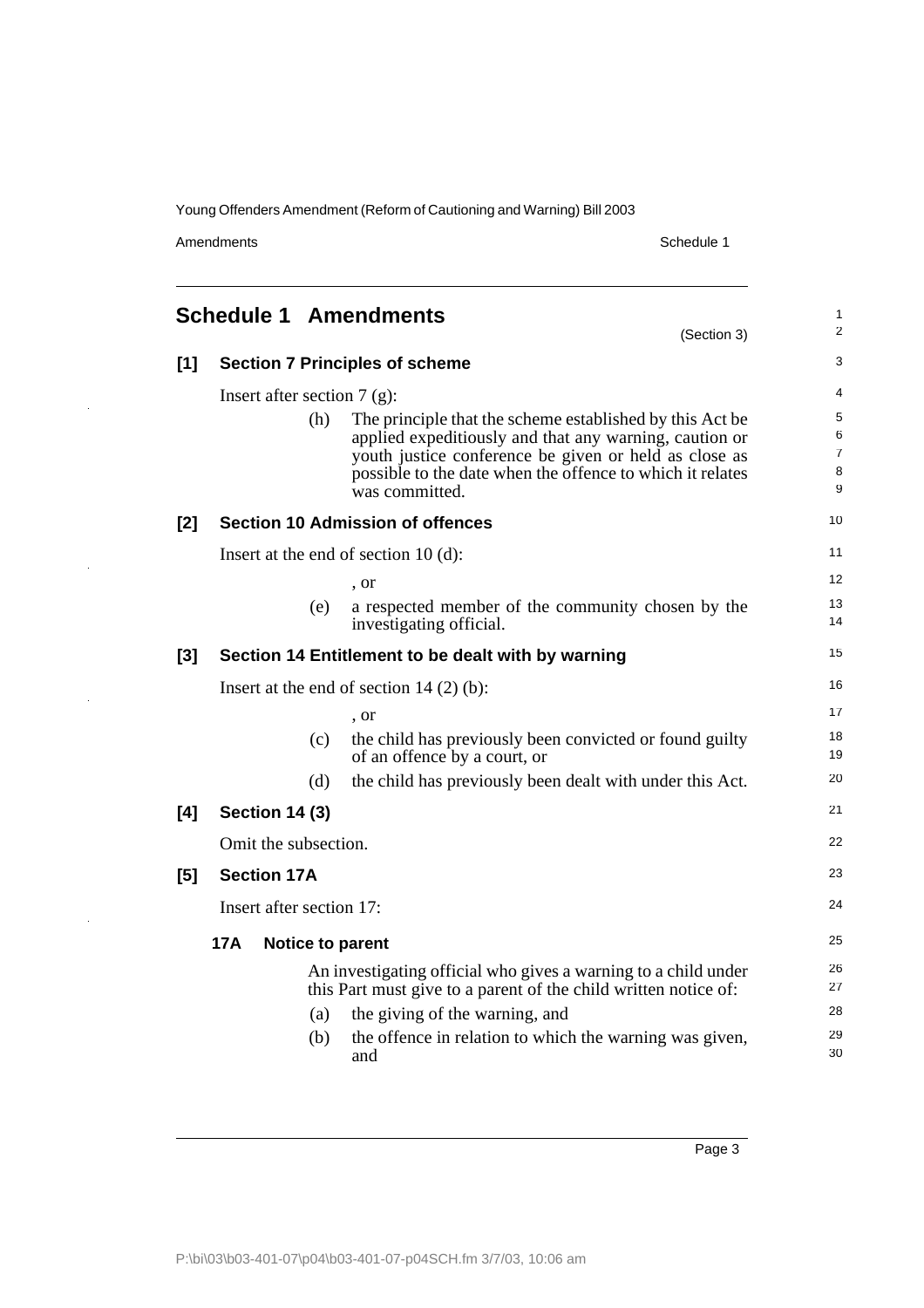# Schedule 1 Amendments

(Section 3)

## [1] Section 7 Principles of scheme

Insert after section 7 (g):

(h) The principle that the scheme established by this Act be applied expeditiously and that any warning, caution or youth justice conference be given or held as close as possible to the date when the offence to which it relates was committed.

## [2] Section 10 Admission of offences

Insert at the end of section 10 (d):

, or

(e) a respected member of the community chosen by the investigating official.

## [3] Section 14 Entitlement to be dealt with by warning

Insert at the end of section 14 (2) (b):

, or

(c) the child has previously been convicted or found guilty of an offence by a court, or

(d) the child has previously been dealt with under this Act.

## [4] Section 14 (3)

Omit the subsection.

## [5] Section 17A

Insert after section 17:

### 17A Notice to parent

An investigating official who gives a warning to a child under this Part must give to a parent of the child written notice of:

(a) the giving of the warning, and

(b) the offence in relation to which the warning was given, and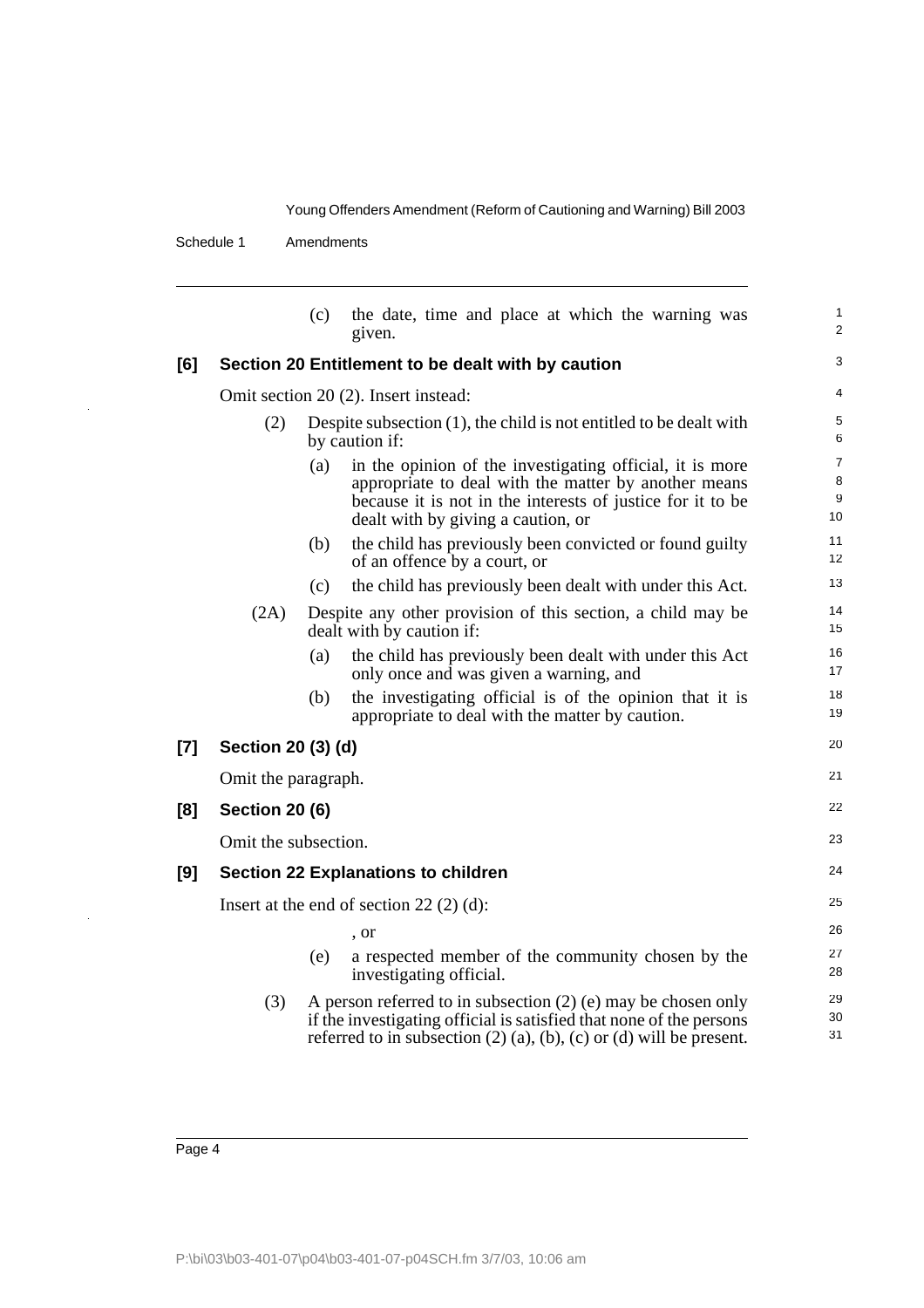(c) the date, time and place at which the warning was given.

**[6] Section 20 Entitlement to be dealt with by caution**

Omit section 20 (2). Insert instead:

(2) Despite subsection (1), the child is not entitled to be dealt with by caution if:

(a) in the opinion of the investigating official, it is more appropriate to deal with the matter by another means because it is not in the interests of justice for it to be dealt with by giving a caution, or

(b) the child has previously been convicted or found guilty of an offence by a court, or

(c) the child has previously been dealt with under this Act.

(2A) Despite any other provision of this section, a child may be dealt with by caution if:

(a) the child has previously been dealt with under this Act only once and was given a warning, and

(b) the investigating official is of the opinion that it is appropriate to deal with the matter by caution.

**[7] Section 20 (3) (d)**

Omit the paragraph.

**[8] Section 20 (6)**

Omit the subsection.

**[9] Section 22 Explanations to children**

Insert at the end of section 22 (2) (d):

, or

(e) a respected member of the community chosen by the investigating official.

(3) A person referred to in subsection (2) (e) may be chosen only if the investigating official is satisfied that none of the persons referred to in subsection (2) (a), (b), (c) or (d) will be present.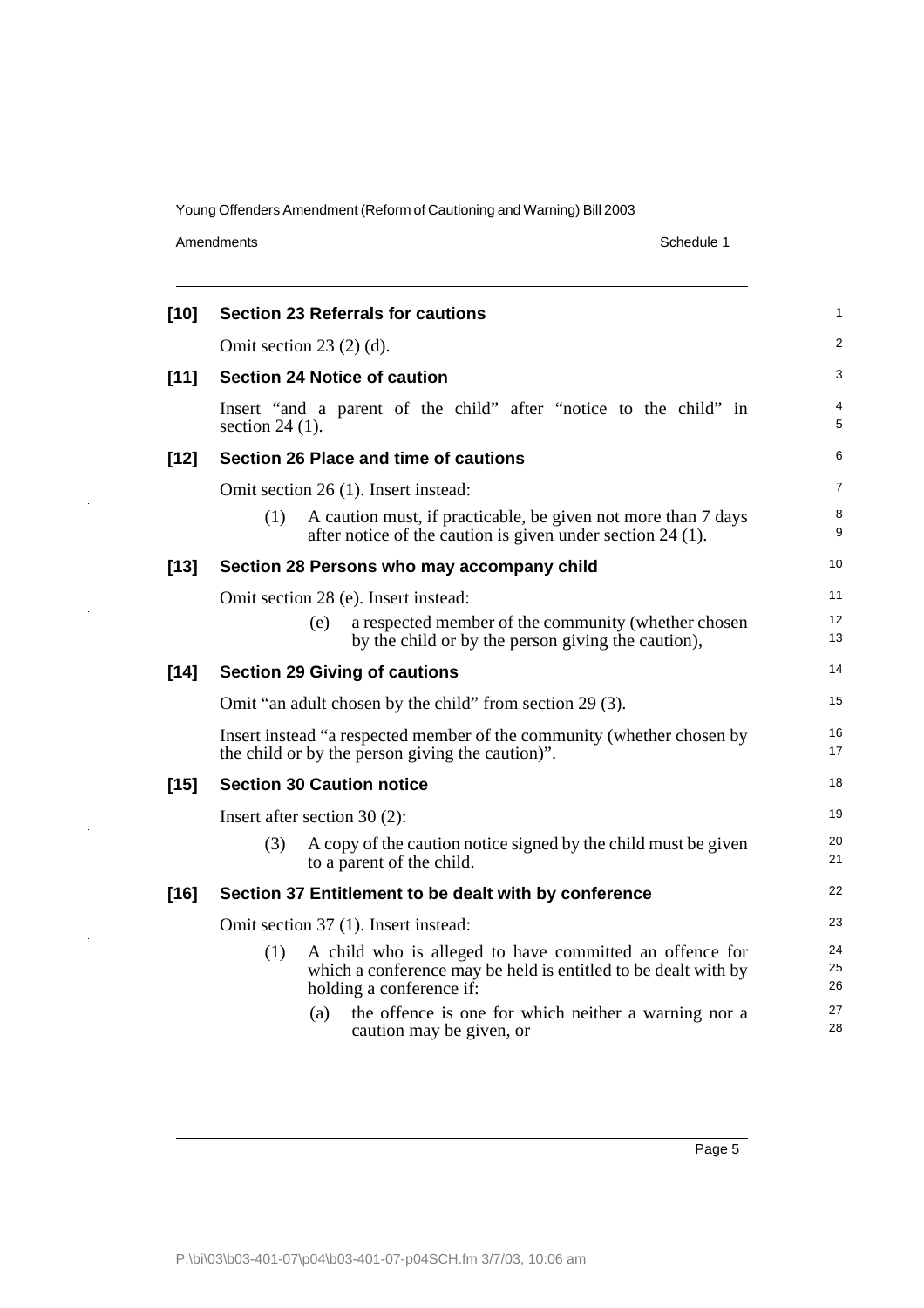**[10] Section 23 Referrals for cautions**

Omit section 23 (2) (d).

**[11] Section 24 Notice of caution**

Insert "and a parent of the child" after "notice to the child" in section 24 (1).

**[12] Section 26 Place and time of cautions**

Omit section 26 (1). Insert instead:

(1) A caution must, if practicable, be given not more than 7 days after notice of the caution is given under section 24 (1).

**[13] Section 28 Persons who may accompany child**

Omit section 28 (e). Insert instead:

(e) a respected member of the community (whether chosen by the child or by the person giving the caution),

**[14] Section 29 Giving of cautions**

Omit "an adult chosen by the child" from section 29 (3).

Insert instead "a respected member of the community (whether chosen by the child or by the person giving the caution)".

**[15] Section 30 Caution notice**

Insert after section 30 (2):

(3) A copy of the caution notice signed by the child must be given to a parent of the child.

**[16] Section 37 Entitlement to be dealt with by conference**

Omit section 37 (1). Insert instead:

(1) A child who is alleged to have committed an offence for which a conference may be held is entitled to be dealt with by holding a conference if:

(a) the offence is one for which neither a warning nor a caution may be given, or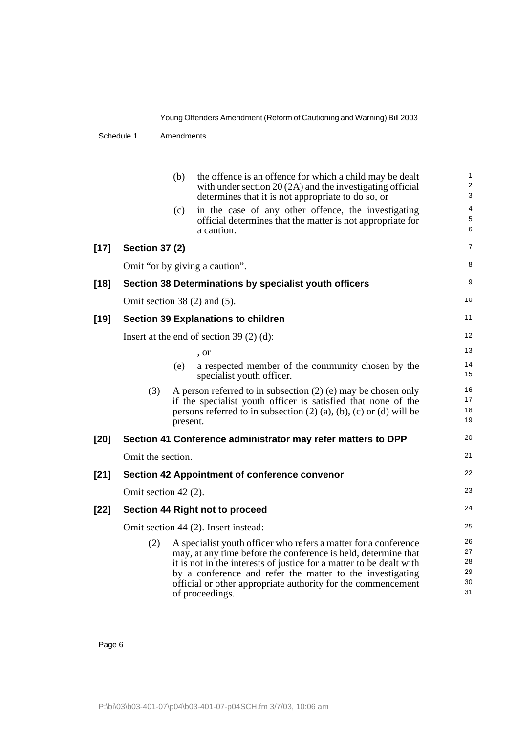(b) the offence is an offence for which a child may be dealt with under section 20 (2A) and the investigating official determines that it is not appropriate to do so, or

(c) in the case of any other offence, the investigating official determines that the matter is not appropriate for a caution.

**[17] Section 37 (2)**

Omit "or by giving a caution".

**[18] Section 38 Determinations by specialist youth officers**

Omit section 38 (2) and (5).

**[19] Section 39 Explanations to children**

Insert at the end of section 39 (2) (d):

, or

(e) a respected member of the community chosen by the specialist youth officer.

(3) A person referred to in subsection (2) (e) may be chosen only if the specialist youth officer is satisfied that none of the persons referred to in subsection (2) (a), (b), (c) or (d) will be present.

**[20] Section 41 Conference administrator may refer matters to DPP**

Omit the section.

**[21] Section 42 Appointment of conference convenor**

Omit section 42 (2).

**[22] Section 44 Right not to proceed**

Omit section 44 (2). Insert instead:

(2) A specialist youth officer who refers a matter for a conference may, at any time before the conference is held, determine that it is not in the interests of justice for a matter to be dealt with by a conference and refer the matter to the investigating official or other appropriate authority for the commencement of proceedings.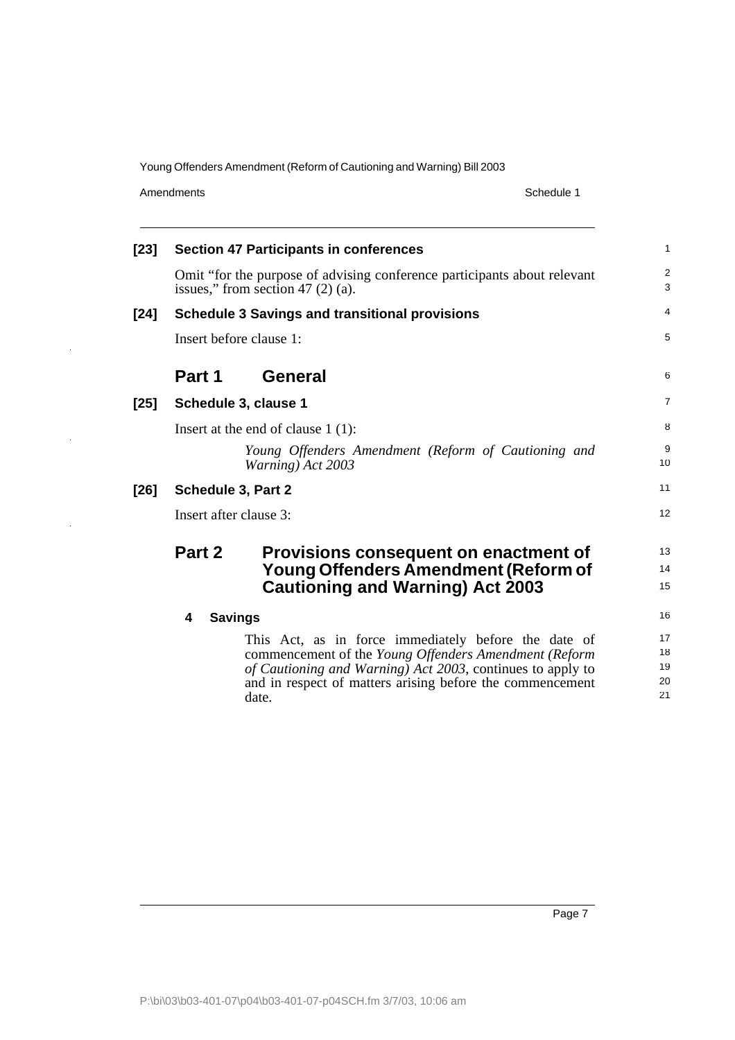**[23] Section 47 Participants in conferences**

Omit "for the purpose of advising conference participants about relevant issues," from section 47 (2) (a).

**[24] Schedule 3 Savings and transitional provisions**

Insert before clause 1:

## Part 1 General

**[25] Schedule 3, clause 1**

Insert at the end of clause 1 (1):

*Young Offenders Amendment (Reform of Cautioning and Warning) Act 2003*

**[26] Schedule 3, Part 2**

Insert after clause 3:

## Part 2 Provisions consequent on enactment of Young Offenders Amendment (Reform of Cautioning and Warning) Act 2003

### 4 Savings

This Act, as in force immediately before the date of commencement of the *Young Offenders Amendment (Reform of Cautioning and Warning) Act 2003*, continues to apply to and in respect of matters arising before the commencement date.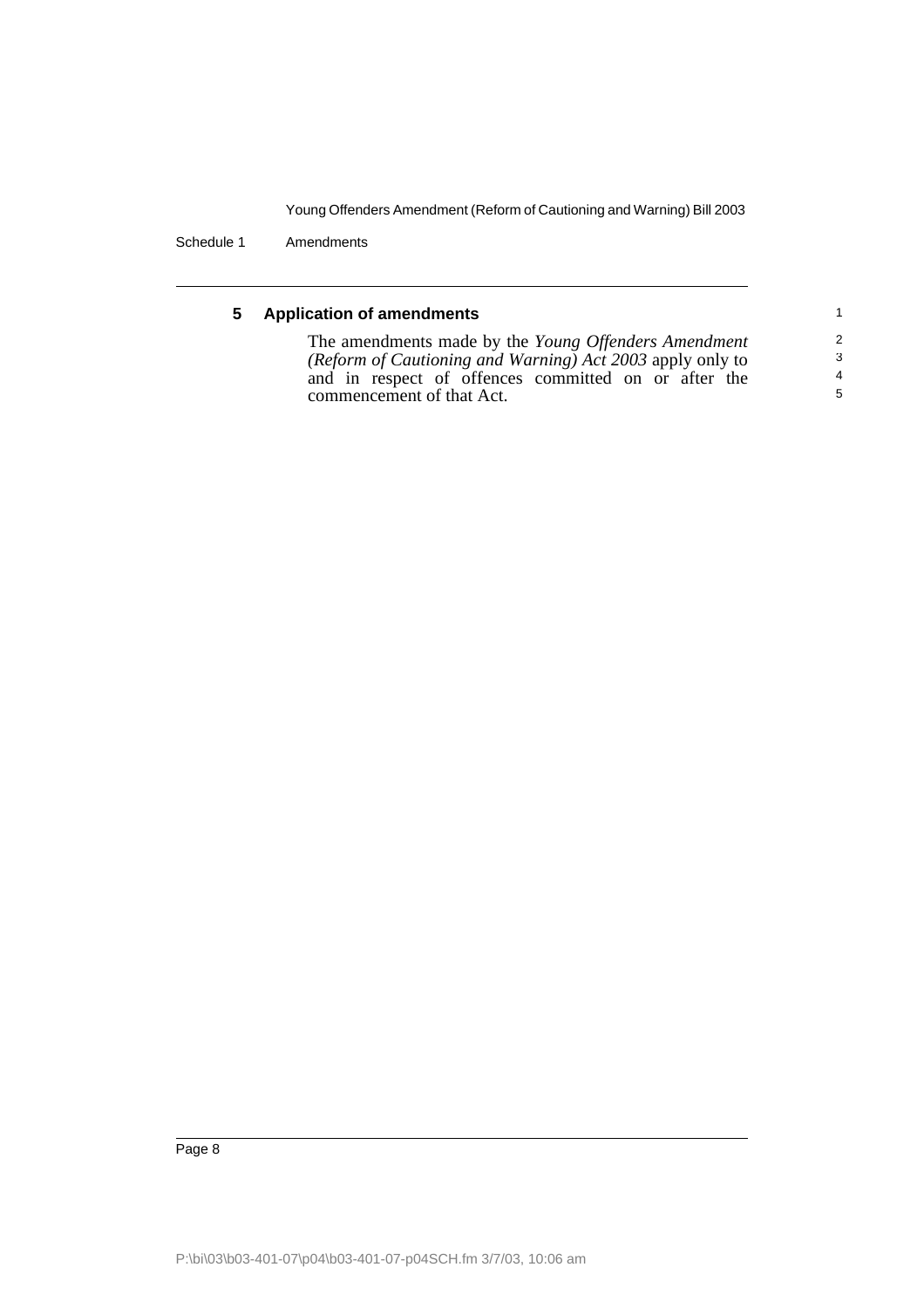### 5 Application of amendments

The amendments made by the *Young Offenders Amendment (Reform of Cautioning and Warning) Act 2003* apply only to and in respect of offences committed on or after the commencement of that Act.